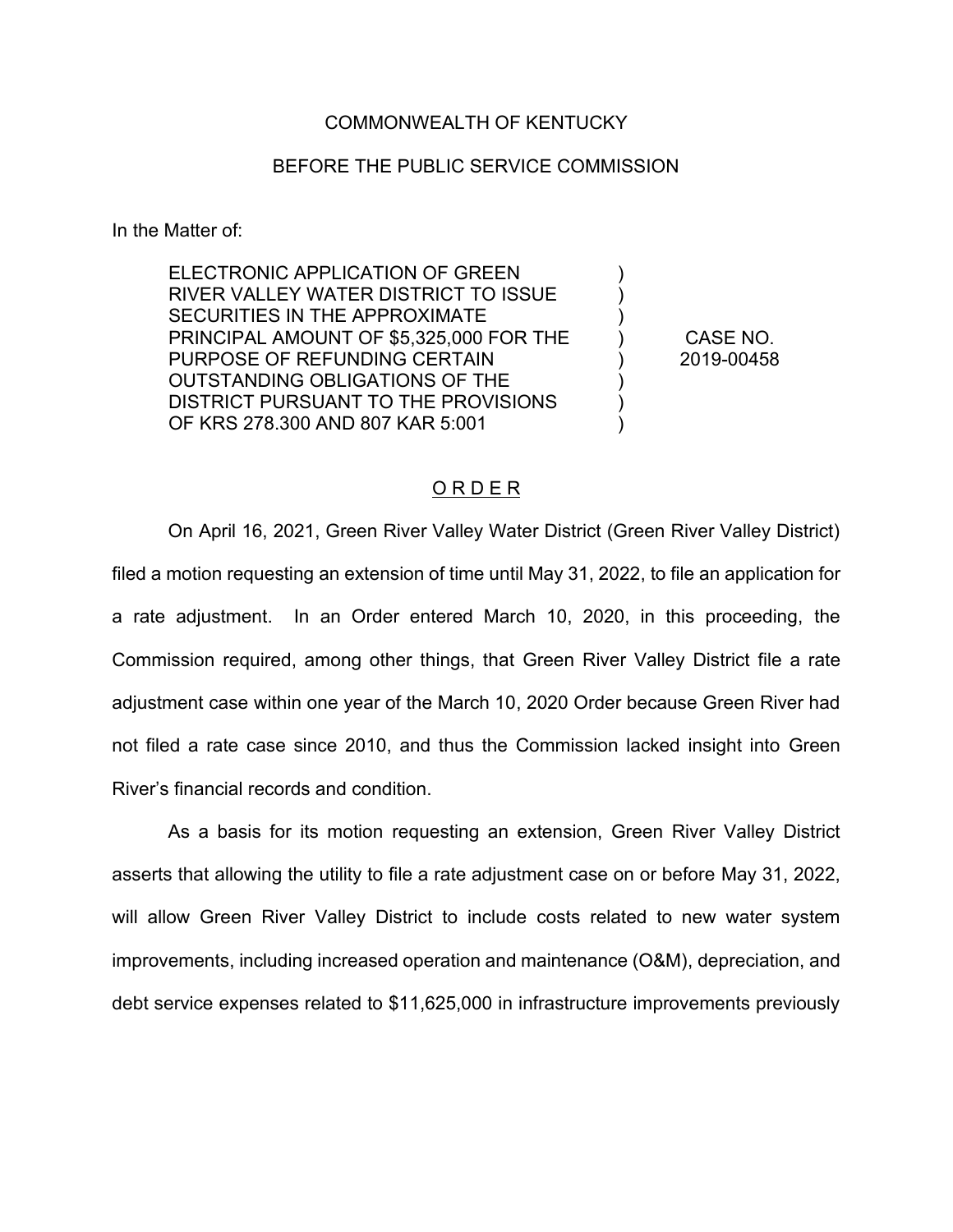COMMONWEALTH OF KENTUCKY

BEFORE THE PUBLIC SERVICE COMMISSION

In the Matter of:

| | | |
|---|---|---|
| ELECTRONIC APPLICATION OF GREEN RIVER VALLEY WATER DISTRICT TO ISSUE SECURITIES IN THE APPROXIMATE PRINCIPAL AMOUNT OF $5,325,000 FOR THE PURPOSE OF REFUNDING CERTAIN OUTSTANDING OBLIGATIONS OF THE DISTRICT PURSUANT TO THE PROVISIONS OF KRS 278.300 AND 807 KAR 5:001 | ) ) ) ) ) ) ) ) | CASE NO. 2019-00458 |

## O R D E R

On April 16, 2021, Green River Valley Water District (Green River Valley District) filed a motion requesting an extension of time until May 31, 2022, to file an application for a rate adjustment. In an Order entered March 10, 2020, in this proceeding, the Commission required, among other things, that Green River Valley District file a rate adjustment case within one year of the March 10, 2020 Order because Green River had not filed a rate case since 2010, and thus the Commission lacked insight into Green River's financial records and condition.

As a basis for its motion requesting an extension, Green River Valley District asserts that allowing the utility to file a rate adjustment case on or before May 31, 2022, will allow Green River Valley District to include costs related to new water system improvements, including increased operation and maintenance (O&M), depreciation, and debt service expenses related to $11,625,000 in infrastructure improvements previously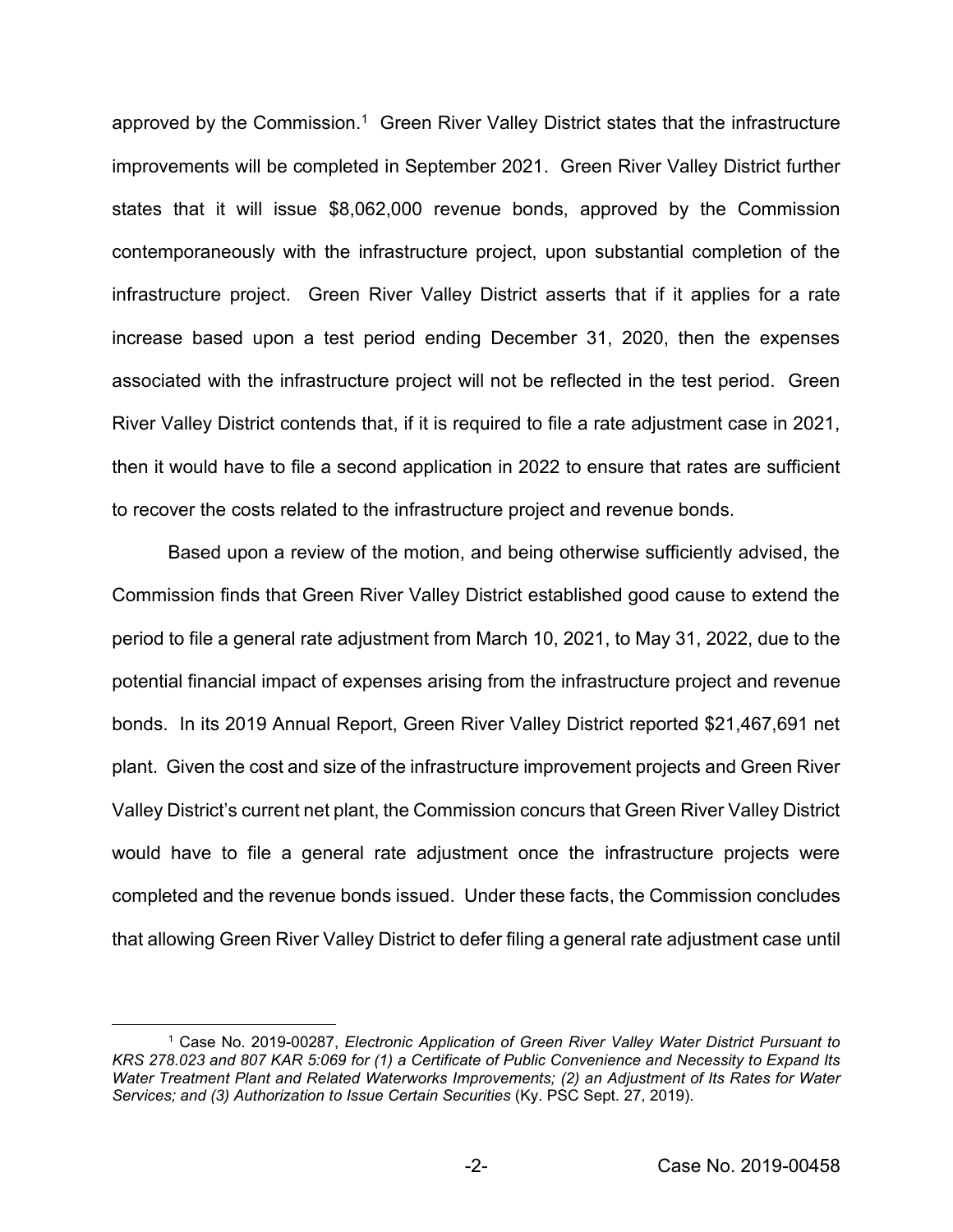approved by the Commission.[1] Green River Valley District states that the infrastructure improvements will be completed in September 2021. Green River Valley District further states that it will issue $8,062,000 revenue bonds, approved by the Commission contemporaneously with the infrastructure project, upon substantial completion of the infrastructure project. Green River Valley District asserts that if it applies for a rate increase based upon a test period ending December 31, 2020, then the expenses associated with the infrastructure project will not be reflected in the test period. Green River Valley District contends that, if it is required to file a rate adjustment case in 2021, then it would have to file a second application in 2022 to ensure that rates are sufficient to recover the costs related to the infrastructure project and revenue bonds.

Based upon a review of the motion, and being otherwise sufficiently advised, the Commission finds that Green River Valley District established good cause to extend the period to file a general rate adjustment from March 10, 2021, to May 31, 2022, due to the potential financial impact of expenses arising from the infrastructure project and revenue bonds. In its 2019 Annual Report, Green River Valley District reported $21,467,691 net plant. Given the cost and size of the infrastructure improvement projects and Green River Valley District's current net plant, the Commission concurs that Green River Valley District would have to file a general rate adjustment once the infrastructure projects were completed and the revenue bonds issued. Under these facts, the Commission concludes that allowing Green River Valley District to defer filing a general rate adjustment case until

[1] Case No. 2019-00287, *Electronic Application of Green River Valley Water District Pursuant to KRS 278.023 and 807 KAR 5:069 for (1) a Certificate of Public Convenience and Necessity to Expand Its Water Treatment Plant and Related Waterworks Improvements; (2) an Adjustment of Its Rates for Water Services; and (3) Authorization to Issue Certain Securities* (Ky. PSC Sept. 27, 2019).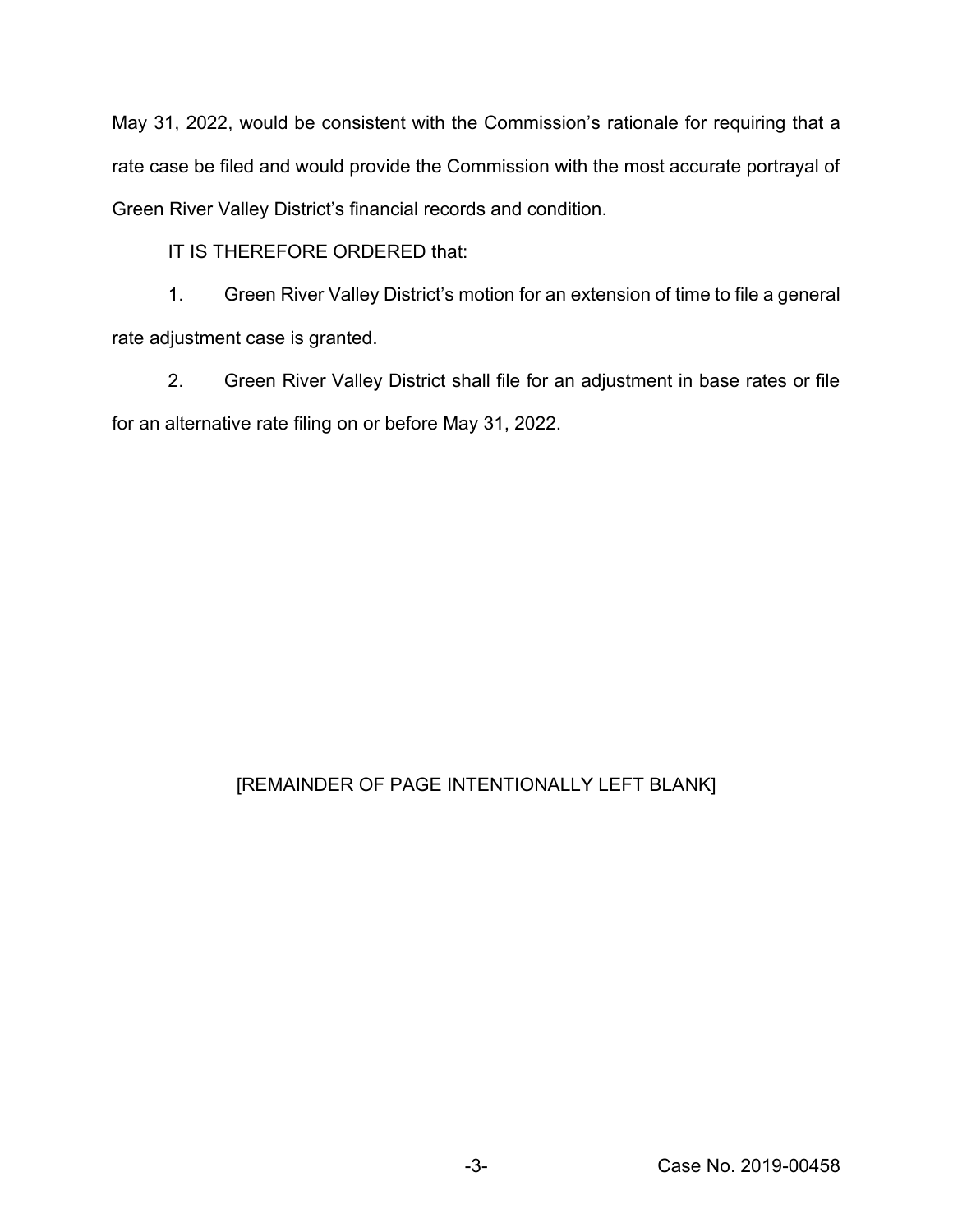May 31, 2022, would be consistent with the Commission's rationale for requiring that a rate case be filed and would provide the Commission with the most accurate portrayal of Green River Valley District's financial records and condition.

IT IS THEREFORE ORDERED that:

1. Green River Valley District's motion for an extension of time to file a general rate adjustment case is granted.

2. Green River Valley District shall file for an adjustment in base rates or file for an alternative rate filing on or before May 31, 2022.

[REMAINDER OF PAGE INTENTIONALLY LEFT BLANK]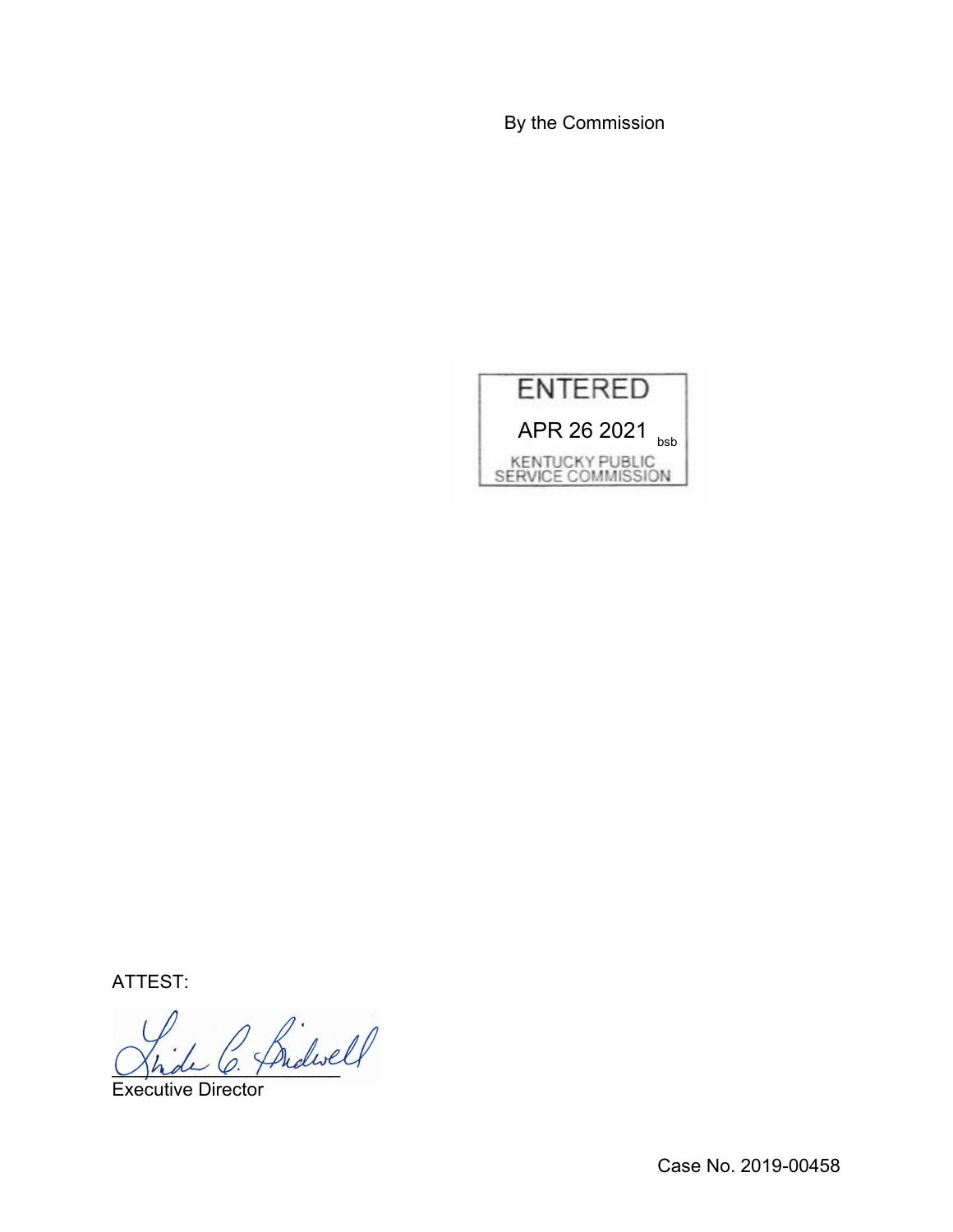By the Commission

ENTERED

APR 26 2021 bsb

KENTUCKY PUBLIC SERVICE COMMISSION

ATTEST:

Executive Director

Case No. 2019-00458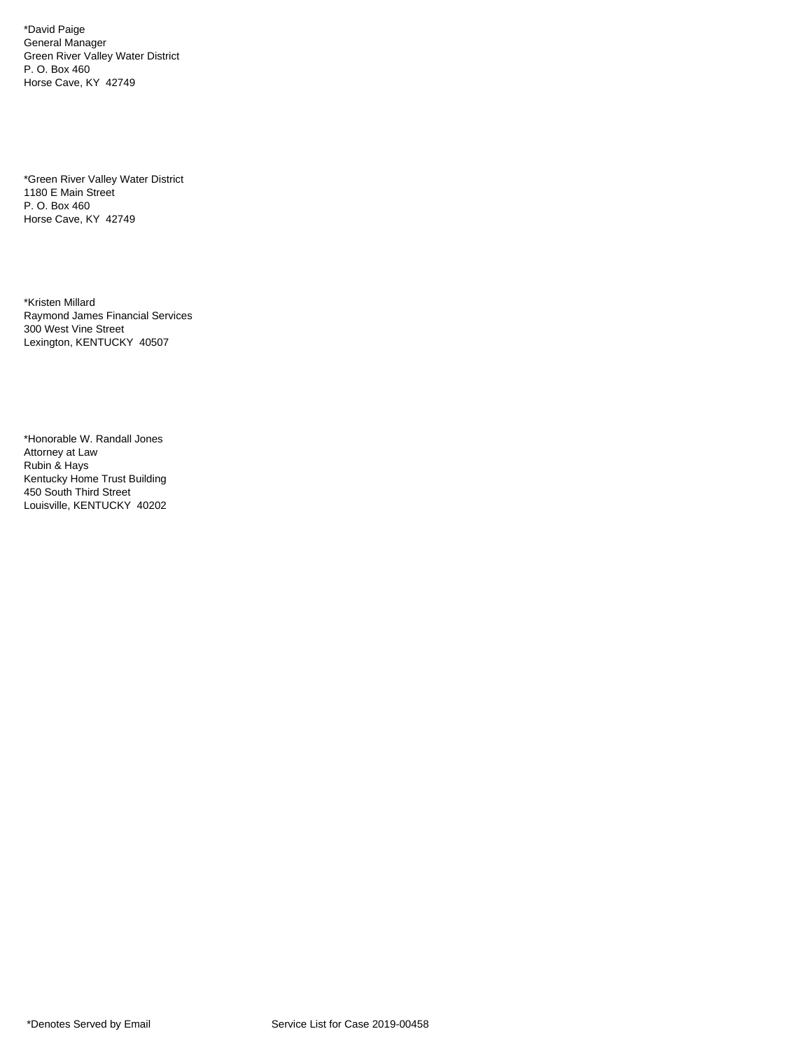*David Paige
General Manager
Green River Valley Water District
P. O. Box 460
Horse Cave, KY 42749

*Green River Valley Water District
1180 E Main Street
P. O. Box 460
Horse Cave, KY 42749

*Kristen Millard
Raymond James Financial Services
300 West Vine Street
Lexington, KENTUCKY 40507

*Honorable W. Randall Jones
Attorney at Law
Rubin & Hays
Kentucky Home Trust Building
450 South Third Street
Louisville, KENTUCKY 40202